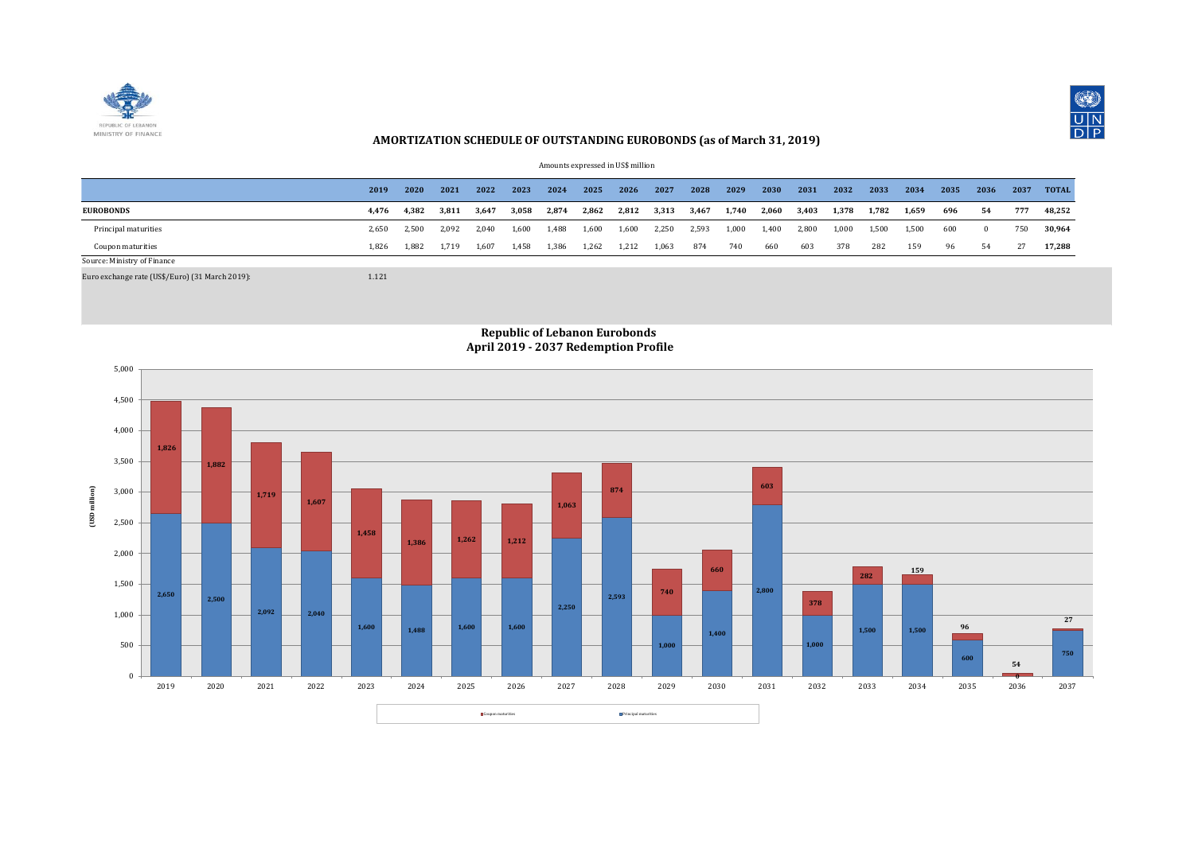REPUBLIC OF LEBANON
MINISTRY OF FINANCE

# AMORTIZATION SCHEDULE OF OUTSTANDING EUROBONDS (as of March 31, 2019)

Amounts expressed in US$ million

| | 2019 | 2020 | 2021 | 2022 | 2023 | 2024 | 2025 | 2026 | 2027 | 2028 | 2029 | 2030 | 2031 | 2032 | 2033 | 2034 | 2035 | 2036 | 2037 | TOTAL |
|---|---|---|---|---|---|---|---|---|---|---|---|---|---|---|---|---|---|---|---|---|
| **EUROBONDS** | **4,476** | **4,382** | **3,811** | **3,647** | **3,058** | **2,874** | **2,862** | **2,812** | **3,313** | **3,467** | **1,740** | **2,060** | **3,403** | **1,378** | **1,782** | **1,659** | **696** | **54** | **777** | **48,252** |
| Principal maturities | 2,650 | 2,500 | 2,092 | 2,040 | 1,600 | 1,488 | 1,600 | 1,600 | 2,250 | 2,593 | 1,000 | 1,400 | 2,800 | 1,000 | 1,500 | 1,500 | 600 | 0 | 750 | **30,964** |
| Coupon maturities | 1,826 | 1,882 | 1,719 | 1,607 | 1,458 | 1,386 | 1,262 | 1,212 | 1,063 | 874 | 740 | 660 | 603 | 378 | 282 | 159 | 96 | 54 | 27 | **17,288** |

Source: Ministry of Finance

Euro exchange rate (US$/Euro) (31 March 2019): 1.121

## Republic of Lebanon Eurobonds
## April 2019 - 2037 Redemption Profile

(USD million)

| Year | Principal maturities | Coupon maturities |
|---|---|---|
| 2019 | 2,650 | 1,826 |
| 2020 | 2,500 | 1,882 |
| 2021 | 2,092 | 1,719 |
| 2022 | 2,040 | 1,607 |
| 2023 | 1,600 | 1,458 |
| 2024 | 1,488 | 1,386 |
| 2025 | 1,600 | 1,262 |
| 2026 | 1,600 | 1,212 |
| 2027 | 2,250 | 1,063 |
| 2028 | 2,593 | 874 |
| 2029 | 1,000 | 740 |
| 2030 | 1,400 | 660 |
| 2031 | 2,800 | 603 |
| 2032 | 1,000 | 378 |
| 2033 | 1,500 | 282 |
| 2034 | 1,500 | 159 |
| 2035 | 600 | 96 |
| 2036 | 0 | 54 |
| 2037 | 750 | 27 |

Coupon maturities    Principal maturities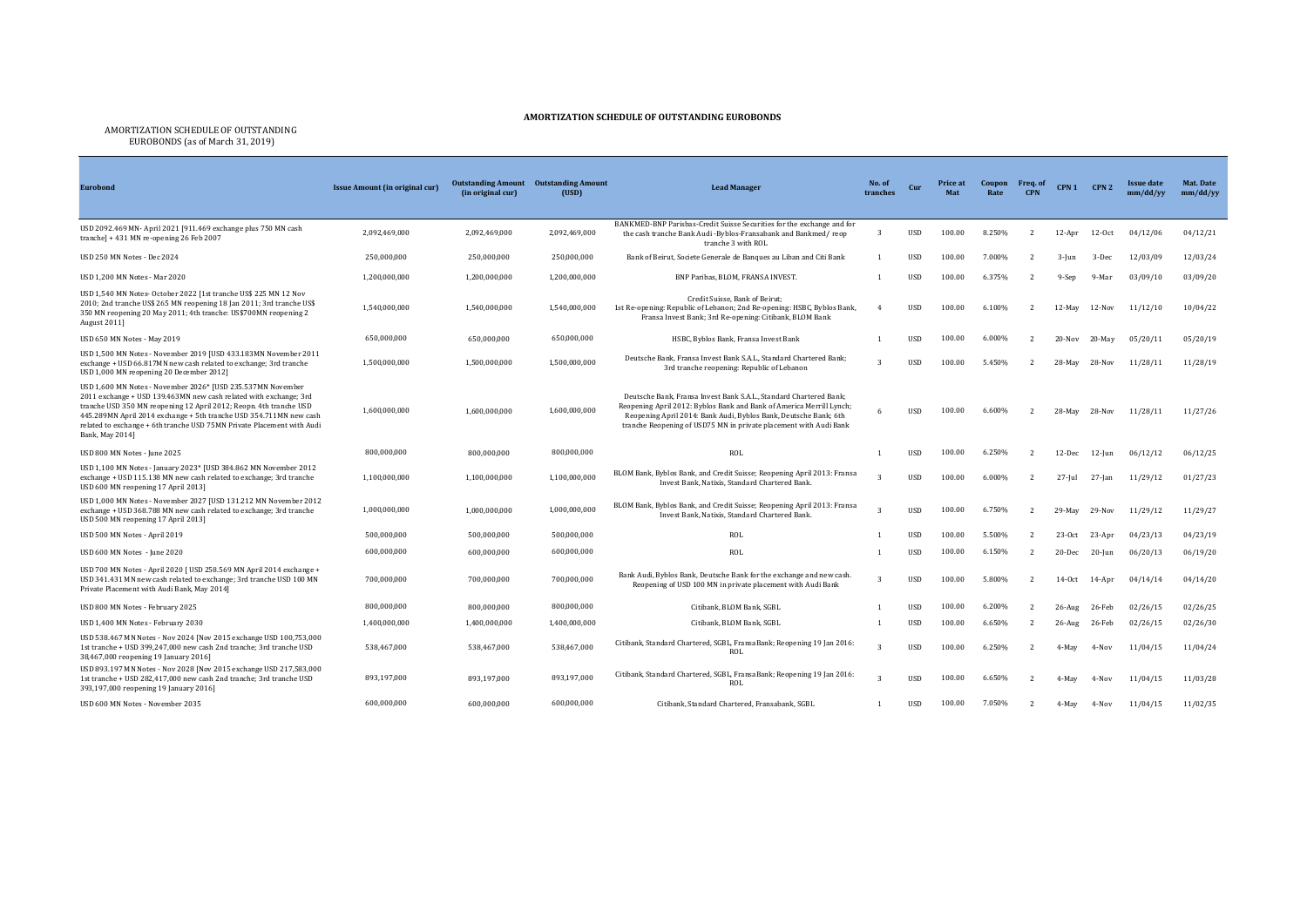## AMORTIZATION SCHEDULE OF OUTSTANDING EUROBONDS

AMORTIZATION SCHEDULE OF OUTSTANDING EUROBONDS (as of March 31, 2019)

| Eurobond | Issue Amount (in original cur) | Outstanding Amount (in original cur) | Outstanding Amount (USD) | Lead Manager | No. of tranches | Cur | Price at Mat | Coupon Rate | Freq. of CPN | CPN 1 | CPN 2 | Issue date mm/dd/yy | Mat. Date mm/dd/yy |
|---|---|---|---|---|---|---|---|---|---|---|---|---|---|
| USD 2092.469 MN- April 2021 [911.469 exchange plus 750 MN cash tranche] + 431 MN re-opening 26 Feb 2007 | 2,092,469,000 | 2,092,469,000 | 2,092,469,000 | BANKMED-BNP Paribas-Credit Suisse Securities for the exchange and for the cash tranche Bank Audi -Byblos-Fransabank and Bankmed/ reop tranche 3 with ROL | 3 | USD | 100.00 | 8.250% | 2 | 12-Apr | 12-Oct | 04/12/06 | 04/12/21 |
| USD 250 MN Notes - Dec 2024 | 250,000,000 | 250,000,000 | 250,000,000 | Bank of Beirut, Societe Generale de Banques au Liban and Citi Bank | 1 | USD | 100.00 | 7.000% | 2 | 3-Jun | 3-Dec | 12/03/09 | 12/03/24 |
| USD 1,200 MN Notes - Mar 2020 | 1,200,000,000 | 1,200,000,000 | 1,200,000,000 | BNP Paribas, BLOM, FRANSA INVEST. | 1 | USD | 100.00 | 6.375% | 2 | 9-Sep | 9-Mar | 03/09/10 | 03/09/20 |
| USD 1,540 MN Notes- October 2022 [1st tranche US$ 225 MN 12 Nov 2010; 2nd tranche US$ 265 MN reopening 18 Jan 2011; 3rd tranche US$ 350 MN reopening 20 May 2011; 4th tranche: US$700MN reopening 2 August 2011] | 1,540,000,000 | 1,540,000,000 | 1,540,000,000 | Credit Suisse, Bank of Beirut; 1st Re-opening: Republic of Lebanon; 2nd Re-opening: HSBC, Byblos Bank, Fransa Invest Bank; 3rd Re-opening: Citibank, BLOM Bank | 4 | USD | 100.00 | 6.100% | 2 | 12-May | 12-Nov | 11/12/10 | 10/04/22 |
| USD 650 MN Notes - May 2019 | 650,000,000 | 650,000,000 | 650,000,000 | HSBC, Byblos Bank, Fransa Invest Bank | 1 | USD | 100.00 | 6.000% | 2 | 20-Nov | 20-May | 05/20/11 | 05/20/19 |
| USD 1,500 MN Notes - November 2019 [USD 433.183MN November 2011 exchange + USD 66.817MN new cash related to exchange; 3rd tranche USD 1,000 MN reopening 20 December 2012] | 1,500,000,000 | 1,500,000,000 | 1,500,000,000 | Deutsche Bank, Fransa Invest Bank S.A.L., Standard Chartered Bank; 3rd tranche reopening: Republic of Lebanon | 3 | USD | 100.00 | 5.450% | 2 | 28-May | 28-Nov | 11/28/11 | 11/28/19 |
| USD 1,600 MN Notes - November 2026* [USD 235.537MN November 2011 exchange + USD 139.463MN new cash related with exchange; 3rd tranche USD 350 MN reopening 12 April 2012; Reopn. 4th tranche USD 445.289MN April 2014 exchange + 5th tranche USD 354.711MN new cash related to exchange + 6th tranche USD 75MN Private Placement with Audi Bank, May 2014] | 1,600,000,000 | 1,600,000,000 | 1,600,000,000 | Deutsche Bank, Fransa Invest Bank S.A.L., Standard Chartered Bank; Reopening April 2012: Byblos Bank and Bank of America Merrill Lynch; Reopening April 2014: Bank Audi, Byblos Bank, Deutsche Bank; 6th tranche Reopening of USD75 MN in private placement with Audi Bank | 6 | USD | 100.00 | 6.600% | 2 | 28-May | 28-Nov | 11/28/11 | 11/27/26 |
| USD 800 MN Notes - June 2025 | 800,000,000 | 800,000,000 | 800,000,000 | ROL | 1 | USD | 100.00 | 6.250% | 2 | 12-Dec | 12-Jun | 06/12/12 | 06/12/25 |
| USD 1,100 MN Notes - January 2023* [USD 384.862 MN November 2012 exchange + USD 115.138 MN new cash related to exchange; 3rd tranche USD 600 MN reopening 17 April 2013] | 1,100,000,000 | 1,100,000,000 | 1,100,000,000 | BLOM Bank, Byblos Bank, and Credit Suisse; Reopening April 2013: Fransa Invest Bank, Natixis, Standard Chartered Bank. | 3 | USD | 100.00 | 6.000% | 2 | 27-Jul | 27-Jan | 11/29/12 | 01/27/23 |
| USD 1,000 MN Notes - November 2027 [USD 131.212 MN November 2012 exchange + USD 368.788 MN new cash related to exchange; 3rd tranche USD 500 MN reopening 17 April 2013] | 1,000,000,000 | 1,000,000,000 | 1,000,000,000 | BLOM Bank, Byblos Bank, and Credit Suisse; Reopening April 2013: Fransa Invest Bank, Natixis, Standard Chartered Bank. | 3 | USD | 100.00 | 6.750% | 2 | 29-May | 29-Nov | 11/29/12 | 11/29/27 |
| USD 500 MN Notes - April 2019 | 500,000,000 | 500,000,000 | 500,000,000 | ROL | 1 | USD | 100.00 | 5.500% | 2 | 23-Oct | 23-Apr | 04/23/13 | 04/23/19 |
| USD 600 MN Notes - June 2020 | 600,000,000 | 600,000,000 | 600,000,000 | ROL | 1 | USD | 100.00 | 6.150% | 2 | 20-Dec | 20-Jun | 06/20/13 | 06/19/20 |
| USD 700 MN Notes - April 2020 [ USD 258.569 MN April 2014 exchange + USD 341.431 MN new cash related to exchange; 3rd tranche USD 100 MN Private Placement with Audi Bank, May 2014] | 700,000,000 | 700,000,000 | 700,000,000 | Bank Audi, Byblos Bank, Deutsche Bank for the exchange and new cash. Reopening of USD 100 MN in private placement with Audi Bank | 3 | USD | 100.00 | 5.800% | 2 | 14-Oct | 14-Apr | 04/14/14 | 04/14/20 |
| USD 800 MN Notes - February 2025 | 800,000,000 | 800,000,000 | 800,000,000 | Citibank, BLOM Bank, SGBL | 1 | USD | 100.00 | 6.200% | 2 | 26-Aug | 26-Feb | 02/26/15 | 02/26/25 |
| USD 1,400 MN Notes - February 2030 | 1,400,000,000 | 1,400,000,000 | 1,400,000,000 | Citibank, BLOM Bank, SGBL | 1 | USD | 100.00 | 6.650% | 2 | 26-Aug | 26-Feb | 02/26/15 | 02/26/30 |
| USD 538.467 MN Notes - Nov 2024 [Nov 2015 exchange USD 100,753,000 1st tranche + USD 399,247,000 new cash 2nd tranche; 3rd tranche USD 38,467,000 reopening 19 January 2016] | 538,467,000 | 538,467,000 | 538,467,000 | Citibank, Standard Chartered, SGBL, FransaBank; Reopening 19 Jan 2016: ROL | 3 | USD | 100.00 | 6.250% | 2 | 4-May | 4-Nov | 11/04/15 | 11/04/24 |
| USD 893.197 MN Notes - Nov 2028 [Nov 2015 exchange USD 217,583,000 1st tranche + USD 282,417,000 new cash 2nd tranche; 3rd tranche USD 393,197,000 reopening 19 January 2016] | 893,197,000 | 893,197,000 | 893,197,000 | Citibank, Standard Chartered, SGBL, FransaBank; Reopening 19 Jan 2016: ROL | 3 | USD | 100.00 | 6.650% | 2 | 4-May | 4-Nov | 11/04/15 | 11/03/28 |
| USD 600 MN Notes - November 2035 | 600,000,000 | 600,000,000 | 600,000,000 | Citibank, Standard Chartered, Fransabank, SGBL | 1 | USD | 100.00 | 7.050% | 2 | 4-May | 4-Nov | 11/04/15 | 11/02/35 |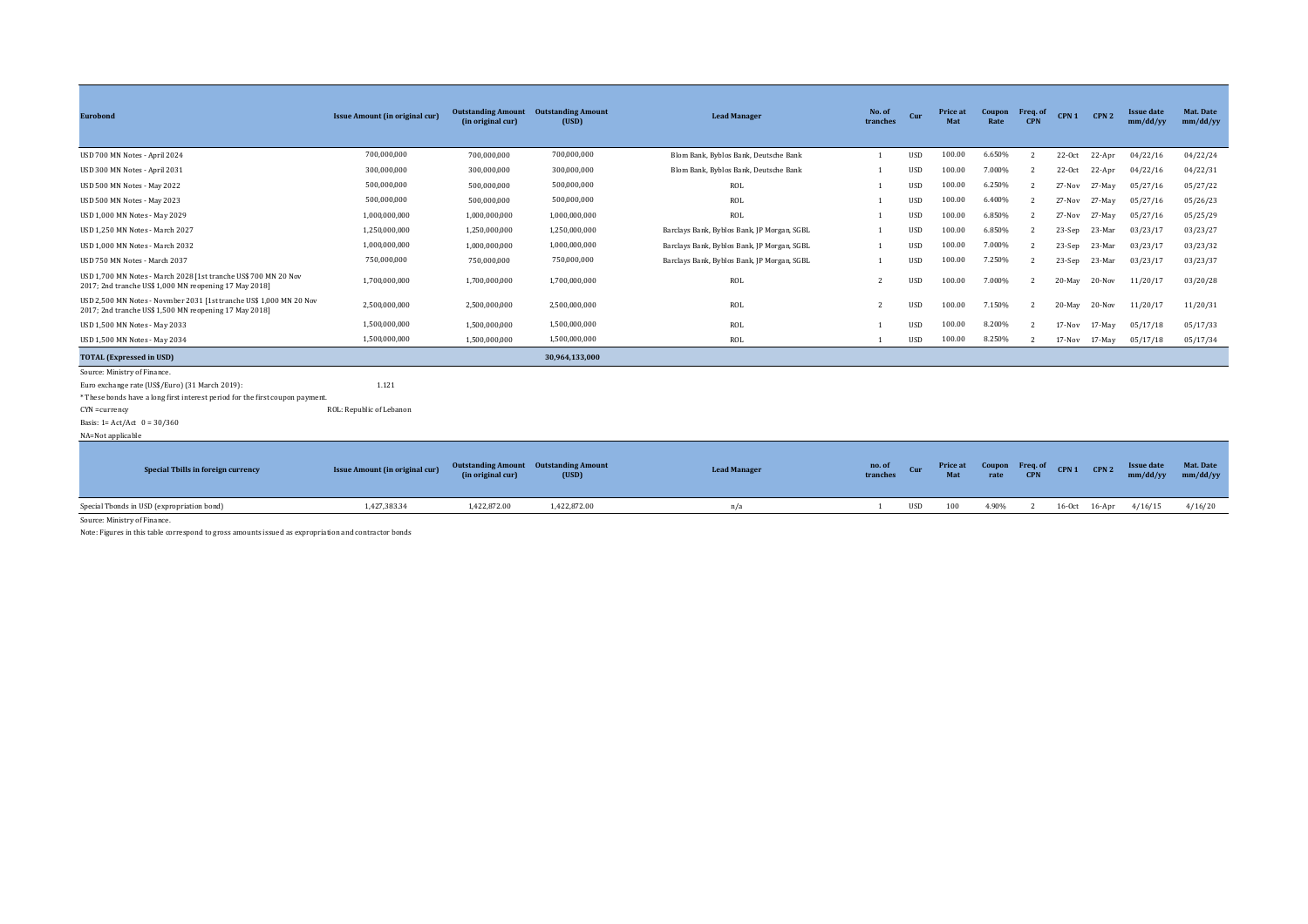| Eurobond | Issue Amount (in original cur) | Outstanding Amount (in original cur) | Outstanding Amount (USD) | Lead Manager | No. of tranches | Cur | Price at Mat | Coupon Rate | Freq. of CPN | CPN 1 | CPN 2 | Issue date mm/dd/yy | Mat. Date mm/dd/yy |
|---|---|---|---|---|---|---|---|---|---|---|---|---|---|
| USD 700 MN Notes - April 2024 | 700,000,000 | 700,000,000 | 700,000,000 | Blom Bank, Byblos Bank, Deutsche Bank | 1 | USD | 100.00 | 6.650% | 2 | 22-Oct | 22-Apr | 04/22/16 | 04/22/24 |
| USD 300 MN Notes - April 2031 | 300,000,000 | 300,000,000 | 300,000,000 | Blom Bank, Byblos Bank, Deutsche Bank | 1 | USD | 100.00 | 7.000% | 2 | 22-Oct | 22-Apr | 04/22/16 | 04/22/31 |
| USD 500 MN Notes - May 2022 | 500,000,000 | 500,000,000 | 500,000,000 | ROL | 1 | USD | 100.00 | 6.250% | 2 | 27-Nov | 27-May | 05/27/16 | 05/27/22 |
| USD 500 MN Notes - May 2023 | 500,000,000 | 500,000,000 | 500,000,000 | ROL | 1 | USD | 100.00 | 6.400% | 2 | 27-Nov | 27-May | 05/27/16 | 05/26/23 |
| USD 1,000 MN Notes - May 2029 | 1,000,000,000 | 1,000,000,000 | 1,000,000,000 | ROL | 1 | USD | 100.00 | 6.850% | 2 | 27-Nov | 27-May | 05/27/16 | 05/25/29 |
| USD 1,250 MN Notes - March 2027 | 1,250,000,000 | 1,250,000,000 | 1,250,000,000 | Barclays Bank, Byblos Bank, JP Morgan, SGBL | 1 | USD | 100.00 | 6.850% | 2 | 23-Sep | 23-Mar | 03/23/17 | 03/23/27 |
| USD 1,000 MN Notes - March 2032 | 1,000,000,000 | 1,000,000,000 | 1,000,000,000 | Barclays Bank, Byblos Bank, JP Morgan, SGBL | 1 | USD | 100.00 | 7.000% | 2 | 23-Sep | 23-Mar | 03/23/17 | 03/23/32 |
| USD 750 MN Notes - March 2037 | 750,000,000 | 750,000,000 | 750,000,000 | Barclays Bank, Byblos Bank, JP Morgan, SGBL | 1 | USD | 100.00 | 7.250% | 2 | 23-Sep | 23-Mar | 03/23/17 | 03/23/37 |
| USD 1,700 MN Notes - March 2028 [1st tranche US$ 700 MN 20 Nov 2017; 2nd tranche US$ 1,000 MN reopening 17 May 2018] | 1,700,000,000 | 1,700,000,000 | 1,700,000,000 | ROL | 2 | USD | 100.00 | 7.000% | 2 | 20-May | 20-Nov | 11/20/17 | 03/20/28 |
| USD 2,500 MN Notes - Novmber 2031 [1st tranche US$ 1,000 MN 20 Nov 2017; 2nd tranche US$ 1,500 MN reopening 17 May 2018] | 2,500,000,000 | 2,500,000,000 | 2,500,000,000 | ROL | 2 | USD | 100.00 | 7.150% | 2 | 20-May | 20-Nov | 11/20/17 | 11/20/31 |
| USD 1,500 MN Notes - May 2033 | 1,500,000,000 | 1,500,000,000 | 1,500,000,000 | ROL | 1 | USD | 100.00 | 8.200% | 2 | 17-Nov | 17-May | 05/17/18 | 05/17/33 |
| USD 1,500 MN Notes - May 2034 | 1,500,000,000 | 1,500,000,000 | 1,500,000,000 | ROL | 1 | USD | 100.00 | 8.250% | 2 | 17-Nov | 17-May | 05/17/18 | 05/17/34 |
| **TOTAL (Expressed in USD)** | | | **30,964,133,000** | | | | | | | | | | |

Source: Ministry of Finance.

Euro exchange rate (US$/Euro) (31 March 2019): 1.121

* These bonds have a long first interest period for the first coupon payment.

CYN =currency  ROL: Republic of Lebanon

Basis: 1= Act/Act 0 = 30/360

NA=Not applicable

| Special Tbills in foreign currency | Issue Amount (in original cur) | Outstanding Amount (in original cur) | Outstanding Amount (USD) | Lead Manager | no. of tranches | Cur | Price at Mat | Coupon rate | Freq. of CPN | CPN 1 | CPN 2 | Issue date mm/dd/yy | Mat. Date mm/dd/yy |
|---|---|---|---|---|---|---|---|---|---|---|---|---|---|
| Special Tbonds in USD (expropriation bond) | 1,427,383.34 | 1,422,872.00 | 1,422,872.00 | n/a | 1 | USD | 100 | 4.90% | 2 | 16-Oct | 16-Apr | 4/16/15 | 4/16/20 |

Source: Ministry of Finance.

Note: Figures in this table correspond to gross amounts issued as expropriation and contractor bonds